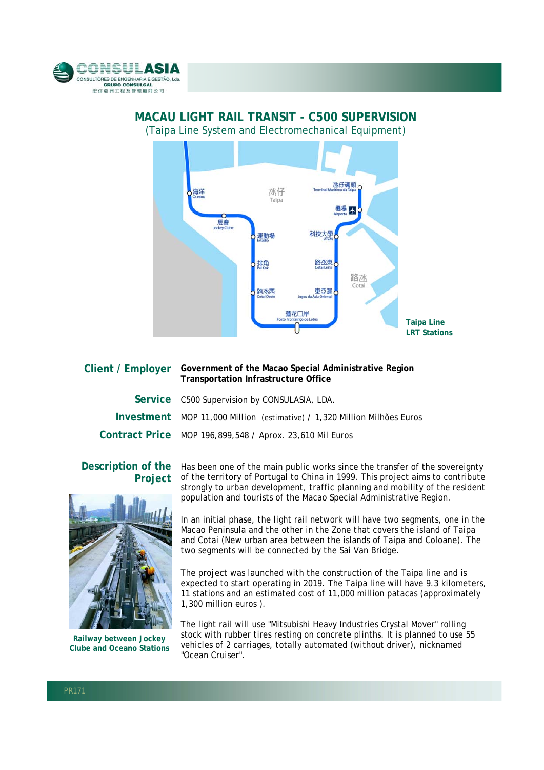# MACAU LIGHT RAIL TRANSIT - C500 SUPERVISION

(Taipa Line System and Electromechanical Equipment)

**Taipa Line LRT Stations**

| | |
|---|---|
| **Client / Employer** | **Government of the Macao Special Administrative Region Transportation Infrastructure Office** |
| **Service** | C500 Supervision by CONSULASIA, LDA. |
| **Investment** | MOP 11,000 Million (estimative) / 1,320 Million Milhões Euros |
| **Contract Price** | MOP 196,899,548 / Aprox. 23,610 Mil Euros |

## Description of the Project

Has been one of the main public works since the transfer of the sovereignty of the territory of Portugal to China in 1999. This project aims to contribute strongly to urban development, traffic planning and mobility of the resident population and tourists of the Macao Special Administrative Region.

In an initial phase, the light rail network will have two segments, one in the Macao Peninsula and the other in the Zone that covers the island of Taipa and Cotai (New urban area between the islands of Taipa and Coloane). The two segments will be connected by the Sai Van Bridge.

The project was launched with the construction of the Taipa line and is expected to start operating in 2019. The Taipa line will have 9.3 kilometers, 11 stations and an estimated cost of 11,000 million patacas (approximately 1,300 million euros ).

The light rail will use "Mitsubishi Heavy Industries Crystal Mover" rolling stock with rubber tires resting on concrete plinths. It is planned to use 55 vehicles of 2 carriages, totally automated (without driver), nicknamed "Ocean Cruiser".

**Railway between Jockey Clube and Oceano Stations**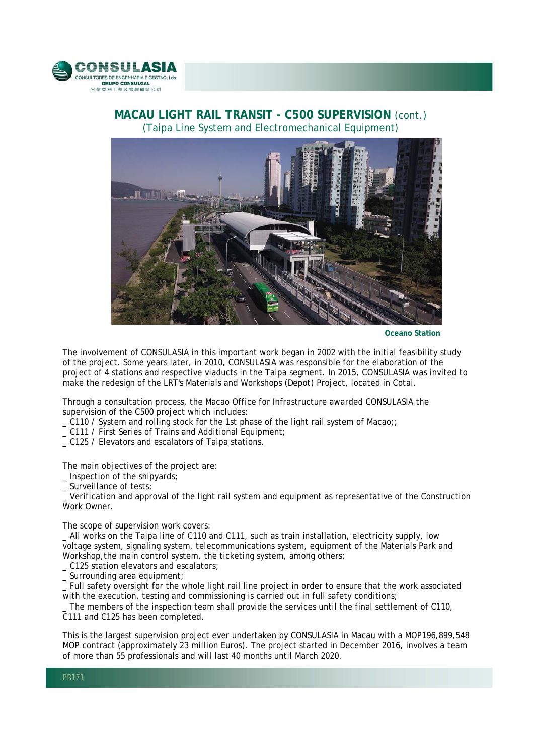## MACAU LIGHT RAIL TRANSIT - C500 SUPERVISION (cont.)

(Taipa Line System and Electromechanical Equipment)

**Oceano Station**

The involvement of CONSULASIA in this important work began in 2002 with the initial feasibility study of the project. Some years later, in 2010, CONSULASIA was responsible for the elaboration of the project of 4 stations and respective viaducts in the Taipa segment. In 2015, CONSULASIA was invited to make the redesign of the LRT's Materials and Workshops (Depot) Project, located in Cotai.

Through a consultation process, the Macao Office for Infrastructure awarded CONSULASIA the supervision of the C500 project which includes:

_ C110 / System and rolling stock for the 1st phase of the light rail system of Macao;;
_ C111 / First Series of Trains and Additional Equipment;
_ C125 / Elevators and escalators of Taipa stations.

The main objectives of the project are:

_ Inspection of the shipyards;
_ Surveillance of tests;
_ Verification and approval of the light rail system and equipment as representative of the Construction Work Owner.

The scope of supervision work covers:

_ All works on the Taipa line of C110 and C111, such as train installation, electricity supply, low voltage system, signaling system, telecommunications system, equipment of the Materials Park and Workshop,the main control system, the ticketing system, among others;
_ C125 station elevators and escalators;
_ Surrounding area equipment;
_ Full safety oversight for the whole light rail line project in order to ensure that the work associated with the execution, testing and commissioning is carried out in full safety conditions;
_ The members of the inspection team shall provide the services until the final settlement of C110, C111 and C125 has been completed.

This is the largest supervision project ever undertaken by CONSULASIA in Macau with a MOP196,899,548 MOP contract (approximately 23 million Euros). The project started in December 2016, involves a team of more than 55 professionals and will last 40 months until March 2020.